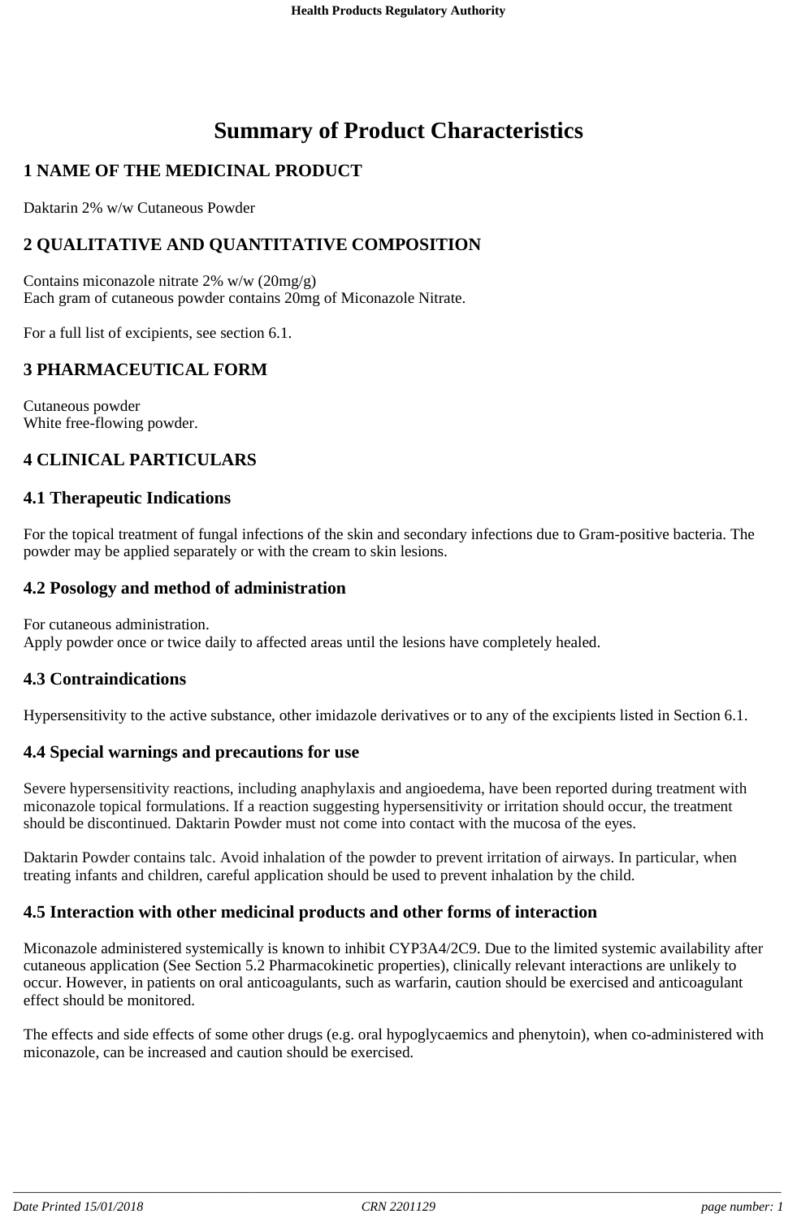# Summary of Product Characteristics

## 1 NAME OF THE MEDICINAL PRODUCT

Daktarin 2% w/w Cutaneous Powder

## 2 QUALITATIVE AND QUANTITATIVE COMPOSITION

Contains miconazole nitrate 2% w/w (20mg/g)
Each gram of cutaneous powder contains 20mg of Miconazole Nitrate.

For a full list of excipients, see section 6.1.

## 3 PHARMACEUTICAL FORM

Cutaneous powder
White free-flowing powder.

## 4 CLINICAL PARTICULARS

### 4.1 Therapeutic Indications

For the topical treatment of fungal infections of the skin and secondary infections due to Gram-positive bacteria. The powder may be applied separately or with the cream to skin lesions.

### 4.2 Posology and method of administration

For cutaneous administration.
Apply powder once or twice daily to affected areas until the lesions have completely healed.

### 4.3 Contraindications

Hypersensitivity to the active substance, other imidazole derivatives or to any of the excipients listed in Section 6.1.

### 4.4 Special warnings and precautions for use

Severe hypersensitivity reactions, including anaphylaxis and angioedema, have been reported during treatment with miconazole topical formulations. If a reaction suggesting hypersensitivity or irritation should occur, the treatment should be discontinued. Daktarin Powder must not come into contact with the mucosa of the eyes.

Daktarin Powder contains talc. Avoid inhalation of the powder to prevent irritation of airways. In particular, when treating infants and children, careful application should be used to prevent inhalation by the child.

### 4.5 Interaction with other medicinal products and other forms of interaction

Miconazole administered systemically is known to inhibit CYP3A4/2C9. Due to the limited systemic availability after cutaneous application (See Section 5.2 Pharmacokinetic properties), clinically relevant interactions are unlikely to occur. However, in patients on oral anticoagulants, such as warfarin, caution should be exercised and anticoagulant effect should be monitored.

The effects and side effects of some other drugs (e.g. oral hypoglycaemics and phenytoin), when co-administered with miconazole, can be increased and caution should be exercised.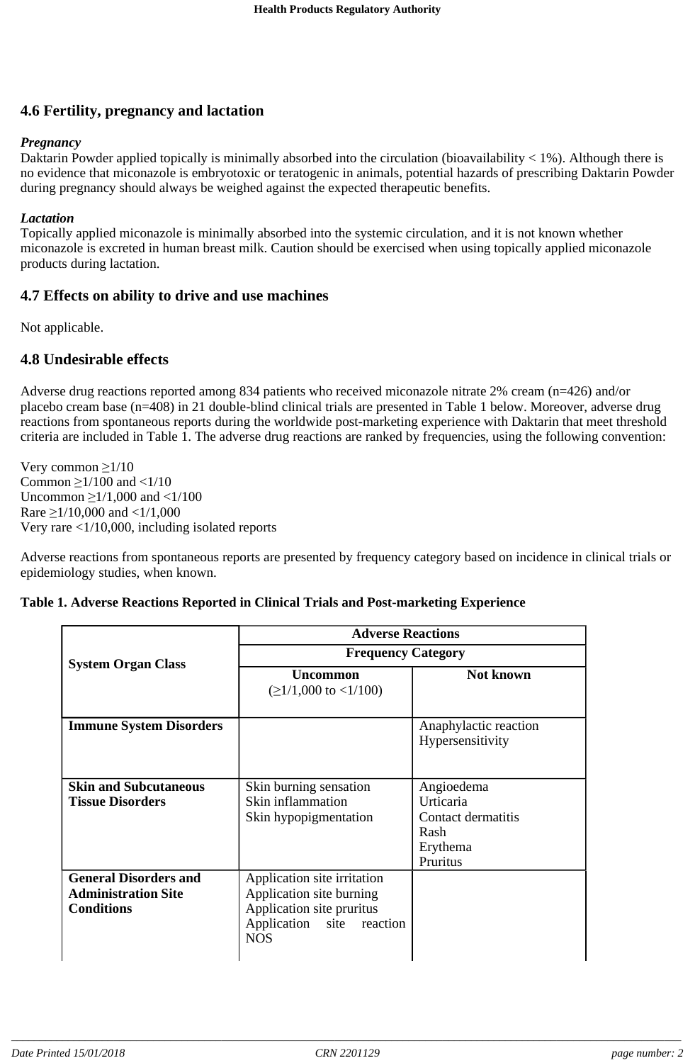## 4.6 Fertility, pregnancy and lactation

***Pregnancy***
Daktarin Powder applied topically is minimally absorbed into the circulation (bioavailability < 1%). Although there is no evidence that miconazole is embryotoxic or teratogenic in animals, potential hazards of prescribing Daktarin Powder during pregnancy should always be weighed against the expected therapeutic benefits.

***Lactation***
Topically applied miconazole is minimally absorbed into the systemic circulation, and it is not known whether miconazole is excreted in human breast milk. Caution should be exercised when using topically applied miconazole products during lactation.

## 4.7 Effects on ability to drive and use machines

Not applicable.

## 4.8 Undesirable effects

Adverse drug reactions reported among 834 patients who received miconazole nitrate 2% cream (n=426) and/or placebo cream base (n=408) in 21 double-blind clinical trials are presented in Table 1 below. Moreover, adverse drug reactions from spontaneous reports during the worldwide post-marketing experience with Daktarin that meet threshold criteria are included in Table 1. The adverse drug reactions are ranked by frequencies, using the following convention:

Very common ≥1/10
Common ≥1/100 and <1/10
Uncommon ≥1/1,000 and <1/100
Rare ≥1/10,000 and <1/1,000
Very rare <1/10,000, including isolated reports

Adverse reactions from spontaneous reports are presented by frequency category based on incidence in clinical trials or epidemiology studies, when known.

**Table 1. Adverse Reactions Reported in Clinical Trials and Post-marketing Experience**

| **System Organ Class** | **Adverse Reactions** | |
|---|---|---|
| | **Frequency Category** | |
| | **Uncommon** (≥1/1,000 to <1/100) | **Not known** |
| **Immune System Disorders** | | Anaphylactic reaction<br>Hypersensitivity |
| **Skin and Subcutaneous Tissue Disorders** | Skin burning sensation<br>Skin inflammation<br>Skin hypopigmentation | Angioedema<br>Urticaria<br>Contact dermatitis<br>Rash<br>Erythema<br>Pruritus |
| **General Disorders and Administration Site Conditions** | Application site irritation<br>Application site burning<br>Application site pruritus<br>Application site reaction NOS | |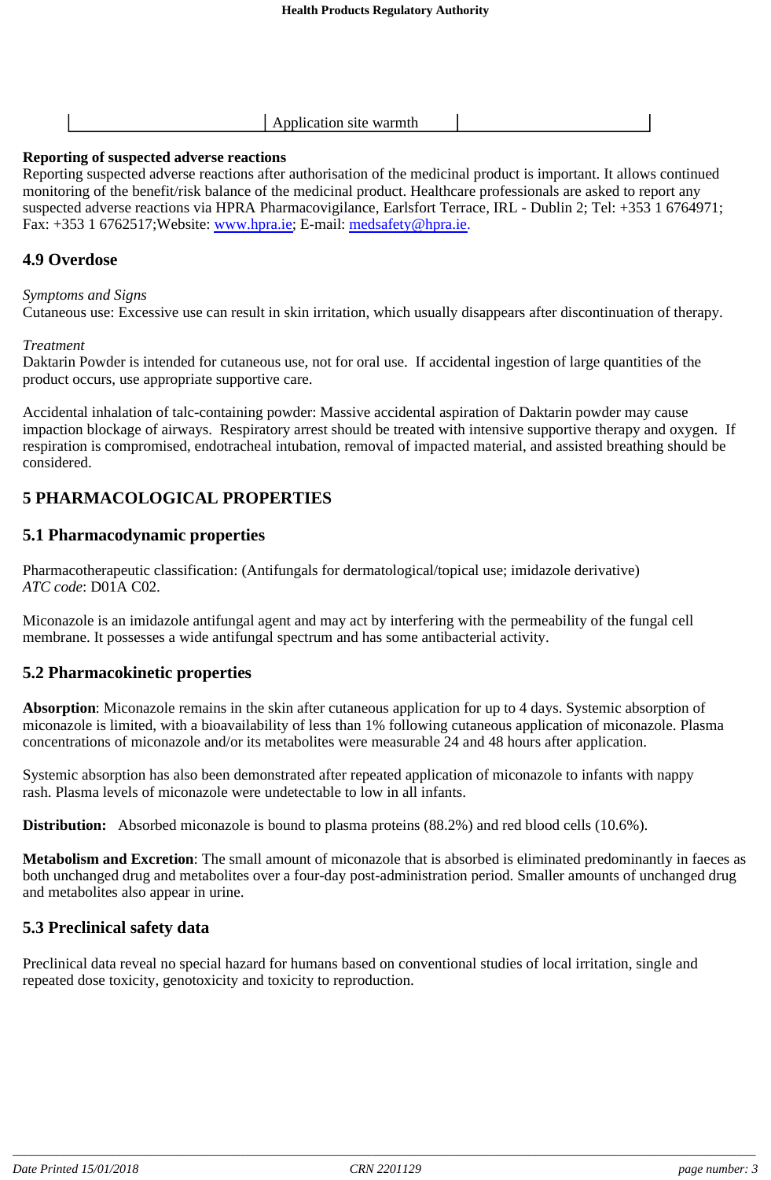| | Application site warmth | |
|---|---|---|

**Reporting of suspected adverse reactions**
Reporting suspected adverse reactions after authorisation of the medicinal product is important. It allows continued monitoring of the benefit/risk balance of the medicinal product. Healthcare professionals are asked to report any suspected adverse reactions via HPRA Pharmacovigilance, Earlsfort Terrace, IRL - Dublin 2; Tel: +353 1 6764971; Fax: +353 1 6762517;Website: www.hpra.ie; E-mail: medsafety@hpra.ie.

## 4.9 Overdose

*Symptoms and Signs*
Cutaneous use: Excessive use can result in skin irritation, which usually disappears after discontinuation of therapy.

*Treatment*
Daktarin Powder is intended for cutaneous use, not for oral use. If accidental ingestion of large quantities of the product occurs, use appropriate supportive care.

Accidental inhalation of talc-containing powder: Massive accidental aspiration of Daktarin powder may cause impaction blockage of airways. Respiratory arrest should be treated with intensive supportive therapy and oxygen. If respiration is compromised, endotracheal intubation, removal of impacted material, and assisted breathing should be considered.

# 5 PHARMACOLOGICAL PROPERTIES

## 5.1 Pharmacodynamic properties

Pharmacotherapeutic classification: (Antifungals for dermatological/topical use; imidazole derivative)
*ATC code*: D01A C02.

Miconazole is an imidazole antifungal agent and may act by interfering with the permeability of the fungal cell membrane. It possesses a wide antifungal spectrum and has some antibacterial activity.

## 5.2 Pharmacokinetic properties

**Absorption**: Miconazole remains in the skin after cutaneous application for up to 4 days. Systemic absorption of miconazole is limited, with a bioavailability of less than 1% following cutaneous application of miconazole. Plasma concentrations of miconazole and/or its metabolites were measurable 24 and 48 hours after application.

Systemic absorption has also been demonstrated after repeated application of miconazole to infants with nappy rash. Plasma levels of miconazole were undetectable to low in all infants.

**Distribution:** Absorbed miconazole is bound to plasma proteins (88.2%) and red blood cells (10.6%).

**Metabolism and Excretion**: The small amount of miconazole that is absorbed is eliminated predominantly in faeces as both unchanged drug and metabolites over a four-day post-administration period. Smaller amounts of unchanged drug and metabolites also appear in urine.

## 5.3 Preclinical safety data

Preclinical data reveal no special hazard for humans based on conventional studies of local irritation, single and repeated dose toxicity, genotoxicity and toxicity to reproduction.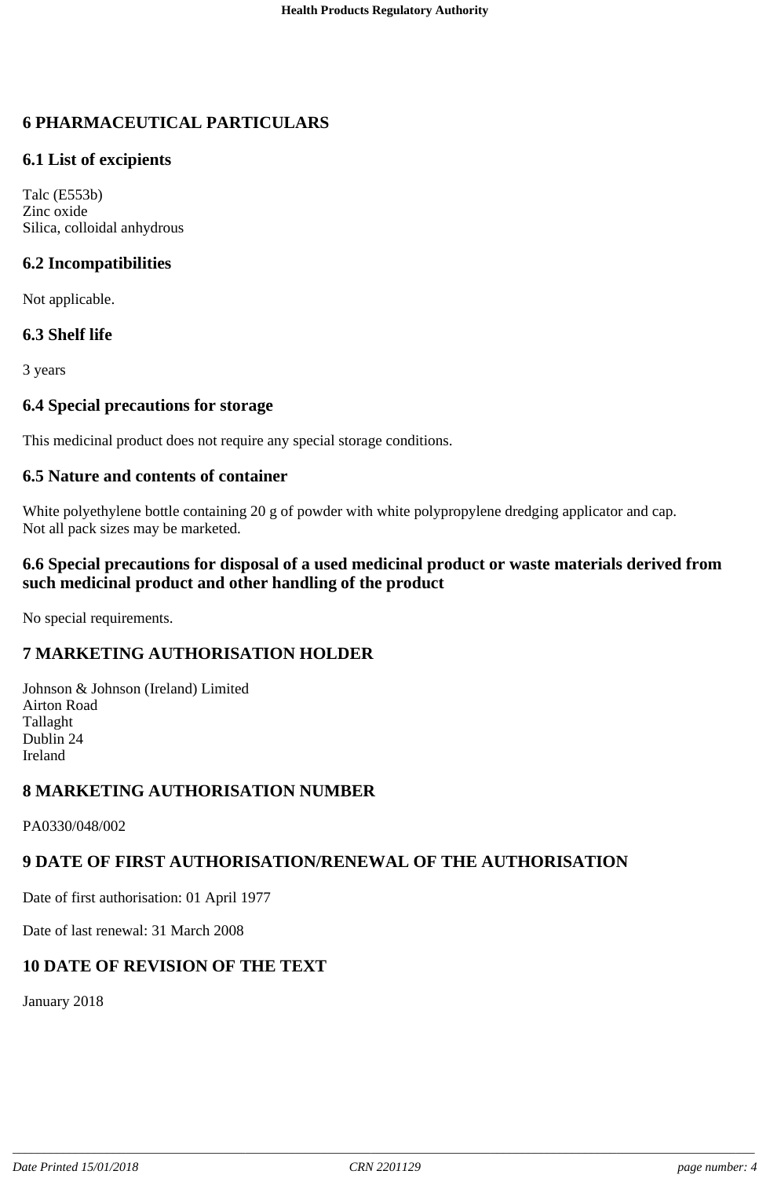## 6 PHARMACEUTICAL PARTICULARS

### 6.1 List of excipients

Talc (E553b)
Zinc oxide
Silica, colloidal anhydrous

### 6.2 Incompatibilities

Not applicable.

### 6.3 Shelf life

3 years

### 6.4 Special precautions for storage

This medicinal product does not require any special storage conditions.

### 6.5 Nature and contents of container

White polyethylene bottle containing 20 g of powder with white polypropylene dredging applicator and cap.
Not all pack sizes may be marketed.

### 6.6 Special precautions for disposal of a used medicinal product or waste materials derived from such medicinal product and other handling of the product

No special requirements.

## 7 MARKETING AUTHORISATION HOLDER

Johnson & Johnson (Ireland) Limited
Airton Road
Tallaght
Dublin 24
Ireland

## 8 MARKETING AUTHORISATION NUMBER

PA0330/048/002

## 9 DATE OF FIRST AUTHORISATION/RENEWAL OF THE AUTHORISATION

Date of first authorisation: 01 April 1977

Date of last renewal: 31 March 2008

## 10 DATE OF REVISION OF THE TEXT

January 2018